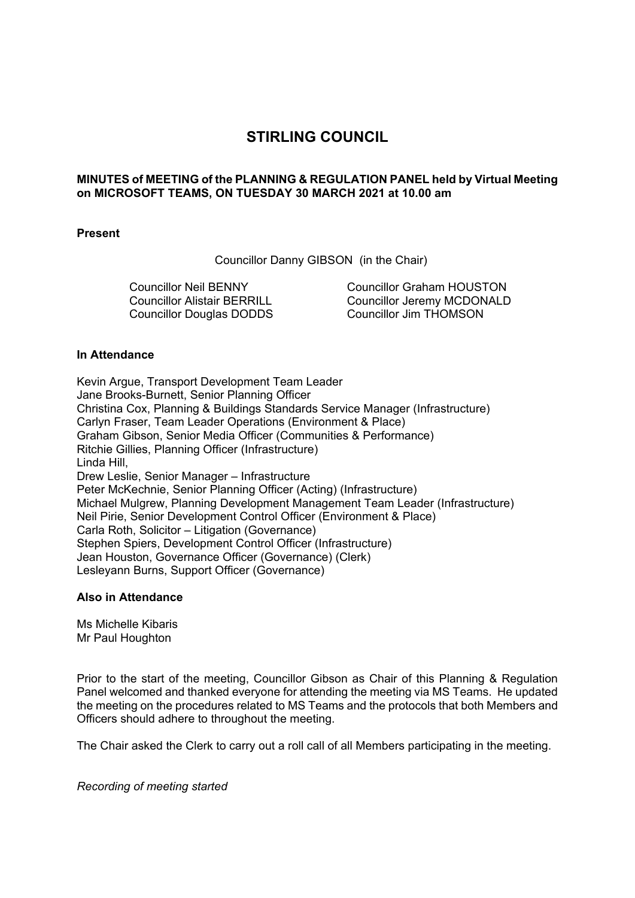# STIRLING COUNCIL

**MINUTES of MEETING of the PLANNING & REGULATION PANEL held by Virtual Meeting on MICROSOFT TEAMS, ON TUESDAY 30 MARCH 2021 at 10.00 am**

**Present**

Councillor Danny GIBSON (in the Chair)

Councillor Neil BENNY
Councillor Alistair BERRILL
Councillor Douglas DODDS
Councillor Graham HOUSTON
Councillor Jeremy MCDONALD
Councillor Jim THOMSON

**In Attendance**

Kevin Argue, Transport Development Team Leader
Jane Brooks-Burnett, Senior Planning Officer
Christina Cox, Planning & Buildings Standards Service Manager (Infrastructure)
Carlyn Fraser, Team Leader Operations (Environment & Place)
Graham Gibson, Senior Media Officer (Communities & Performance)
Ritchie Gillies, Planning Officer (Infrastructure)
Linda Hill,
Drew Leslie, Senior Manager – Infrastructure
Peter McKechnie, Senior Planning Officer (Acting) (Infrastructure)
Michael Mulgrew, Planning Development Management Team Leader (Infrastructure)
Neil Pirie, Senior Development Control Officer (Environment & Place)
Carla Roth, Solicitor – Litigation (Governance)
Stephen Spiers, Development Control Officer (Infrastructure)
Jean Houston, Governance Officer (Governance) (Clerk)
Lesleyann Burns, Support Officer (Governance)

**Also in Attendance**

Ms Michelle Kibaris
Mr Paul Houghton

Prior to the start of the meeting, Councillor Gibson as Chair of this Planning & Regulation Panel welcomed and thanked everyone for attending the meeting via MS Teams. He updated the meeting on the procedures related to MS Teams and the protocols that both Members and Officers should adhere to throughout the meeting.

The Chair asked the Clerk to carry out a roll call of all Members participating in the meeting.

*Recording of meeting started*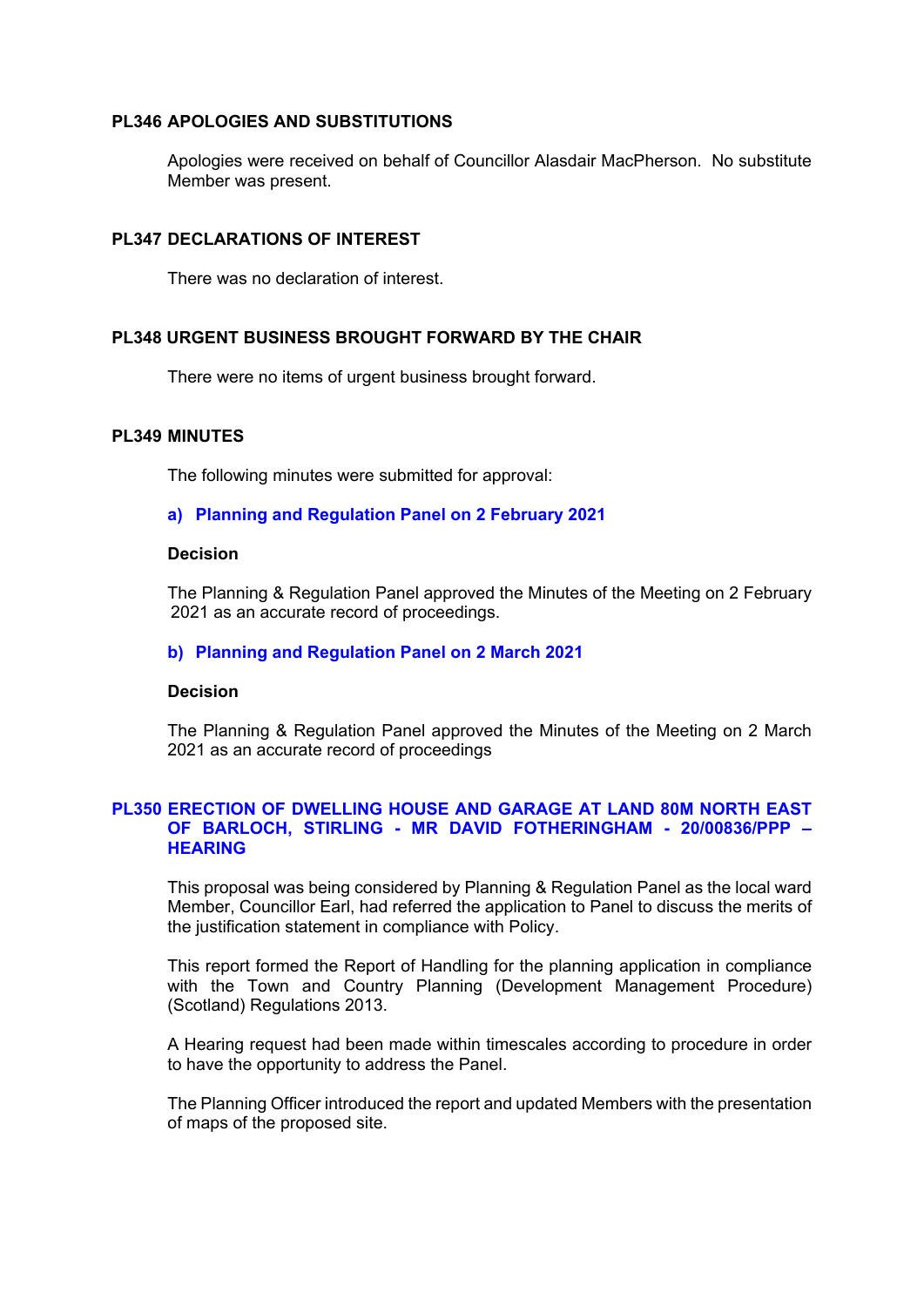## PL346 APOLOGIES AND SUBSTITUTIONS

Apologies were received on behalf of Councillor Alasdair MacPherson. No substitute Member was present.

## PL347 DECLARATIONS OF INTEREST

There was no declaration of interest.

## PL348 URGENT BUSINESS BROUGHT FORWARD BY THE CHAIR

There were no items of urgent business brought forward.

## PL349 MINUTES

The following minutes were submitted for approval:

### a) Planning and Regulation Panel on 2 February 2021

**Decision**

The Planning & Regulation Panel approved the Minutes of the Meeting on 2 February 2021 as an accurate record of proceedings.

### b) Planning and Regulation Panel on 2 March 2021

**Decision**

The Planning & Regulation Panel approved the Minutes of the Meeting on 2 March 2021 as an accurate record of proceedings

## PL350 ERECTION OF DWELLING HOUSE AND GARAGE AT LAND 80M NORTH EAST OF BARLOCH, STIRLING - MR DAVID FOTHERINGHAM - 20/00836/PPP – HEARING

This proposal was being considered by Planning & Regulation Panel as the local ward Member, Councillor Earl, had referred the application to Panel to discuss the merits of the justification statement in compliance with Policy.

This report formed the Report of Handling for the planning application in compliance with the Town and Country Planning (Development Management Procedure) (Scotland) Regulations 2013.

A Hearing request had been made within timescales according to procedure in order to have the opportunity to address the Panel.

The Planning Officer introduced the report and updated Members with the presentation of maps of the proposed site.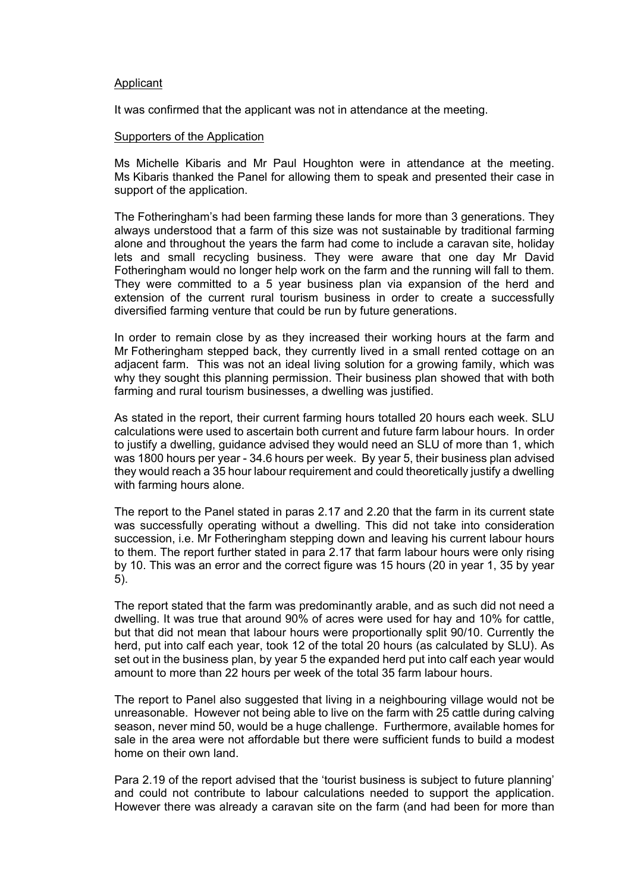Applicant

It was confirmed that the applicant was not in attendance at the meeting.

Supporters of the Application

Ms Michelle Kibaris and Mr Paul Houghton were in attendance at the meeting. Ms Kibaris thanked the Panel for allowing them to speak and presented their case in support of the application.

The Fotheringham's had been farming these lands for more than 3 generations. They always understood that a farm of this size was not sustainable by traditional farming alone and throughout the years the farm had come to include a caravan site, holiday lets and small recycling business. They were aware that one day Mr David Fotheringham would no longer help work on the farm and the running will fall to them. They were committed to a 5 year business plan via expansion of the herd and extension of the current rural tourism business in order to create a successfully diversified farming venture that could be run by future generations.

In order to remain close by as they increased their working hours at the farm and Mr Fotheringham stepped back, they currently lived in a small rented cottage on an adjacent farm. This was not an ideal living solution for a growing family, which was why they sought this planning permission. Their business plan showed that with both farming and rural tourism businesses, a dwelling was justified.

As stated in the report, their current farming hours totalled 20 hours each week. SLU calculations were used to ascertain both current and future farm labour hours. In order to justify a dwelling, guidance advised they would need an SLU of more than 1, which was 1800 hours per year - 34.6 hours per week. By year 5, their business plan advised they would reach a 35 hour labour requirement and could theoretically justify a dwelling with farming hours alone.

The report to the Panel stated in paras 2.17 and 2.20 that the farm in its current state was successfully operating without a dwelling. This did not take into consideration succession, i.e. Mr Fotheringham stepping down and leaving his current labour hours to them. The report further stated in para 2.17 that farm labour hours were only rising by 10. This was an error and the correct figure was 15 hours (20 in year 1, 35 by year 5).

The report stated that the farm was predominantly arable, and as such did not need a dwelling. It was true that around 90% of acres were used for hay and 10% for cattle, but that did not mean that labour hours were proportionally split 90/10. Currently the herd, put into calf each year, took 12 of the total 20 hours (as calculated by SLU). As set out in the business plan, by year 5 the expanded herd put into calf each year would amount to more than 22 hours per week of the total 35 farm labour hours.

The report to Panel also suggested that living in a neighbouring village would not be unreasonable. However not being able to live on the farm with 25 cattle during calving season, never mind 50, would be a huge challenge. Furthermore, available homes for sale in the area were not affordable but there were sufficient funds to build a modest home on their own land.

Para 2.19 of the report advised that the 'tourist business is subject to future planning' and could not contribute to labour calculations needed to support the application. However there was already a caravan site on the farm (and had been for more than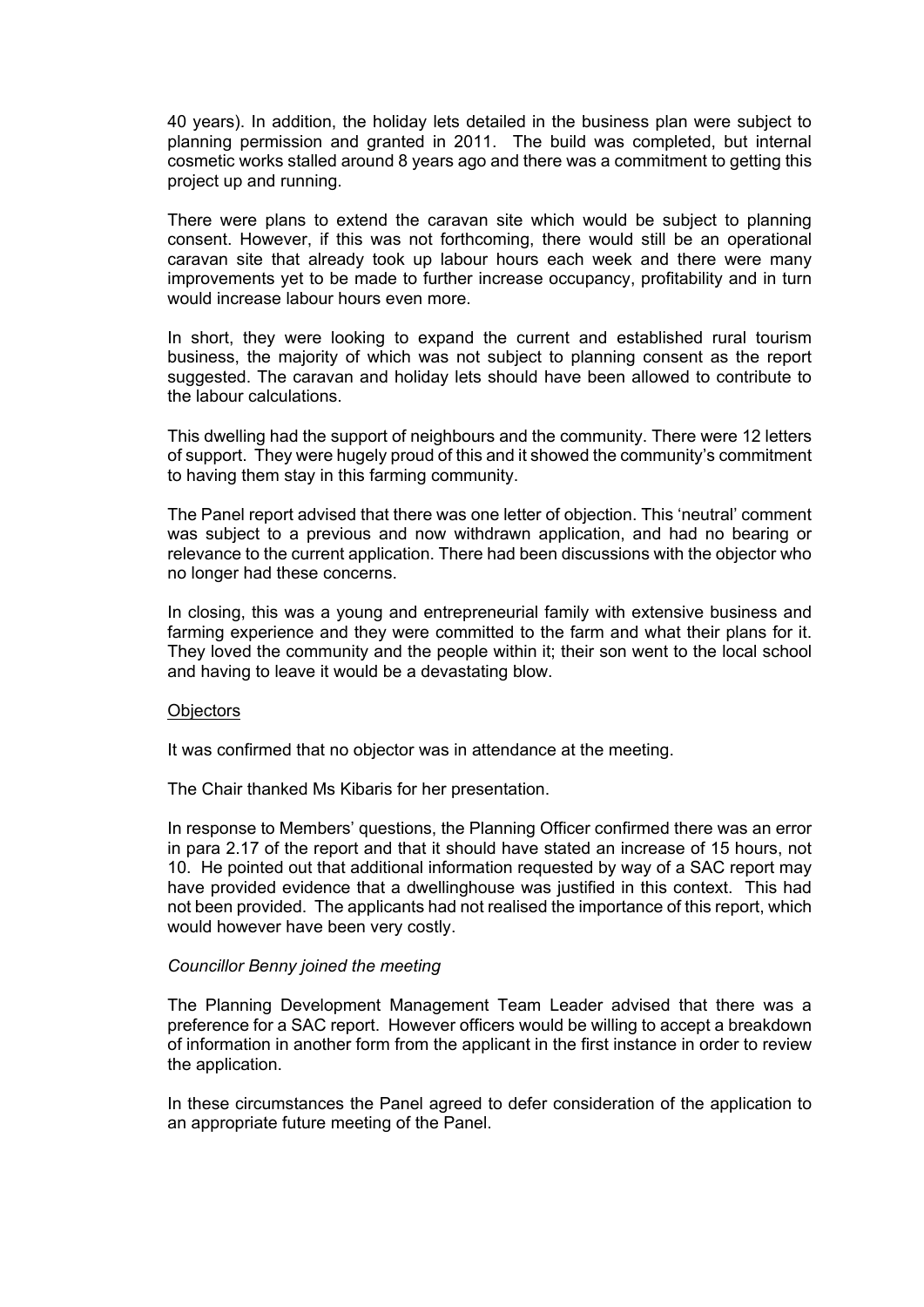40 years). In addition, the holiday lets detailed in the business plan were subject to planning permission and granted in 2011. The build was completed, but internal cosmetic works stalled around 8 years ago and there was a commitment to getting this project up and running.

There were plans to extend the caravan site which would be subject to planning consent. However, if this was not forthcoming, there would still be an operational caravan site that already took up labour hours each week and there were many improvements yet to be made to further increase occupancy, profitability and in turn would increase labour hours even more.

In short, they were looking to expand the current and established rural tourism business, the majority of which was not subject to planning consent as the report suggested. The caravan and holiday lets should have been allowed to contribute to the labour calculations.

This dwelling had the support of neighbours and the community. There were 12 letters of support. They were hugely proud of this and it showed the community's commitment to having them stay in this farming community.

The Panel report advised that there was one letter of objection. This 'neutral' comment was subject to a previous and now withdrawn application, and had no bearing or relevance to the current application. There had been discussions with the objector who no longer had these concerns.

In closing, this was a young and entrepreneurial family with extensive business and farming experience and they were committed to the farm and what their plans for it. They loved the community and the people within it; their son went to the local school and having to leave it would be a devastating blow.

Objectors

It was confirmed that no objector was in attendance at the meeting.

The Chair thanked Ms Kibaris for her presentation.

In response to Members' questions, the Planning Officer confirmed there was an error in para 2.17 of the report and that it should have stated an increase of 15 hours, not 10. He pointed out that additional information requested by way of a SAC report may have provided evidence that a dwellinghouse was justified in this context. This had not been provided. The applicants had not realised the importance of this report, which would however have been very costly.

*Councillor Benny joined the meeting*

The Planning Development Management Team Leader advised that there was a preference for a SAC report. However officers would be willing to accept a breakdown of information in another form from the applicant in the first instance in order to review the application.

In these circumstances the Panel agreed to defer consideration of the application to an appropriate future meeting of the Panel.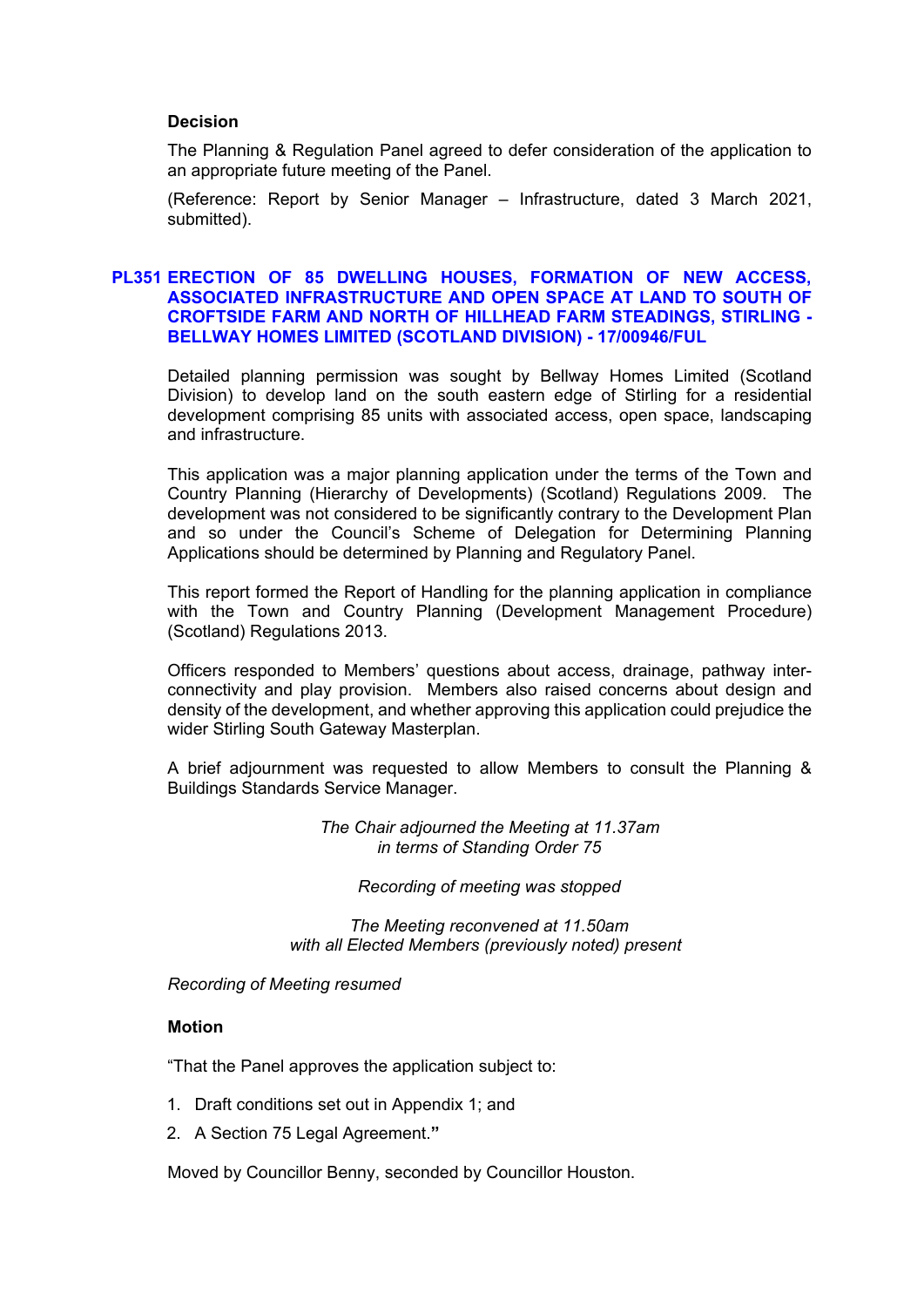### Decision

The Planning & Regulation Panel agreed to defer consideration of the application to an appropriate future meeting of the Panel.

(Reference: Report by Senior Manager – Infrastructure, dated 3 March 2021, submitted).

## PL351 ERECTION OF 85 DWELLING HOUSES, FORMATION OF NEW ACCESS, ASSOCIATED INFRASTRUCTURE AND OPEN SPACE AT LAND TO SOUTH OF CROFTSIDE FARM AND NORTH OF HILLHEAD FARM STEADINGS, STIRLING - BELLWAY HOMES LIMITED (SCOTLAND DIVISION) - 17/00946/FUL

Detailed planning permission was sought by Bellway Homes Limited (Scotland Division) to develop land on the south eastern edge of Stirling for a residential development comprising 85 units with associated access, open space, landscaping and infrastructure.

This application was a major planning application under the terms of the Town and Country Planning (Hierarchy of Developments) (Scotland) Regulations 2009. The development was not considered to be significantly contrary to the Development Plan and so under the Council's Scheme of Delegation for Determining Planning Applications should be determined by Planning and Regulatory Panel.

This report formed the Report of Handling for the planning application in compliance with the Town and Country Planning (Development Management Procedure) (Scotland) Regulations 2013.

Officers responded to Members' questions about access, drainage, pathway inter-connectivity and play provision. Members also raised concerns about design and density of the development, and whether approving this application could prejudice the wider Stirling South Gateway Masterplan.

A brief adjournment was requested to allow Members to consult the Planning & Buildings Standards Service Manager.

*The Chair adjourned the Meeting at 11.37am in terms of Standing Order 75*

*Recording of meeting was stopped*

*The Meeting reconvened at 11.50am with all Elected Members (previously noted) present*

*Recording of Meeting resumed*

### Motion

"That the Panel approves the application subject to:

1. Draft conditions set out in Appendix 1; and
2. A Section 75 Legal Agreement."

Moved by Councillor Benny, seconded by Councillor Houston.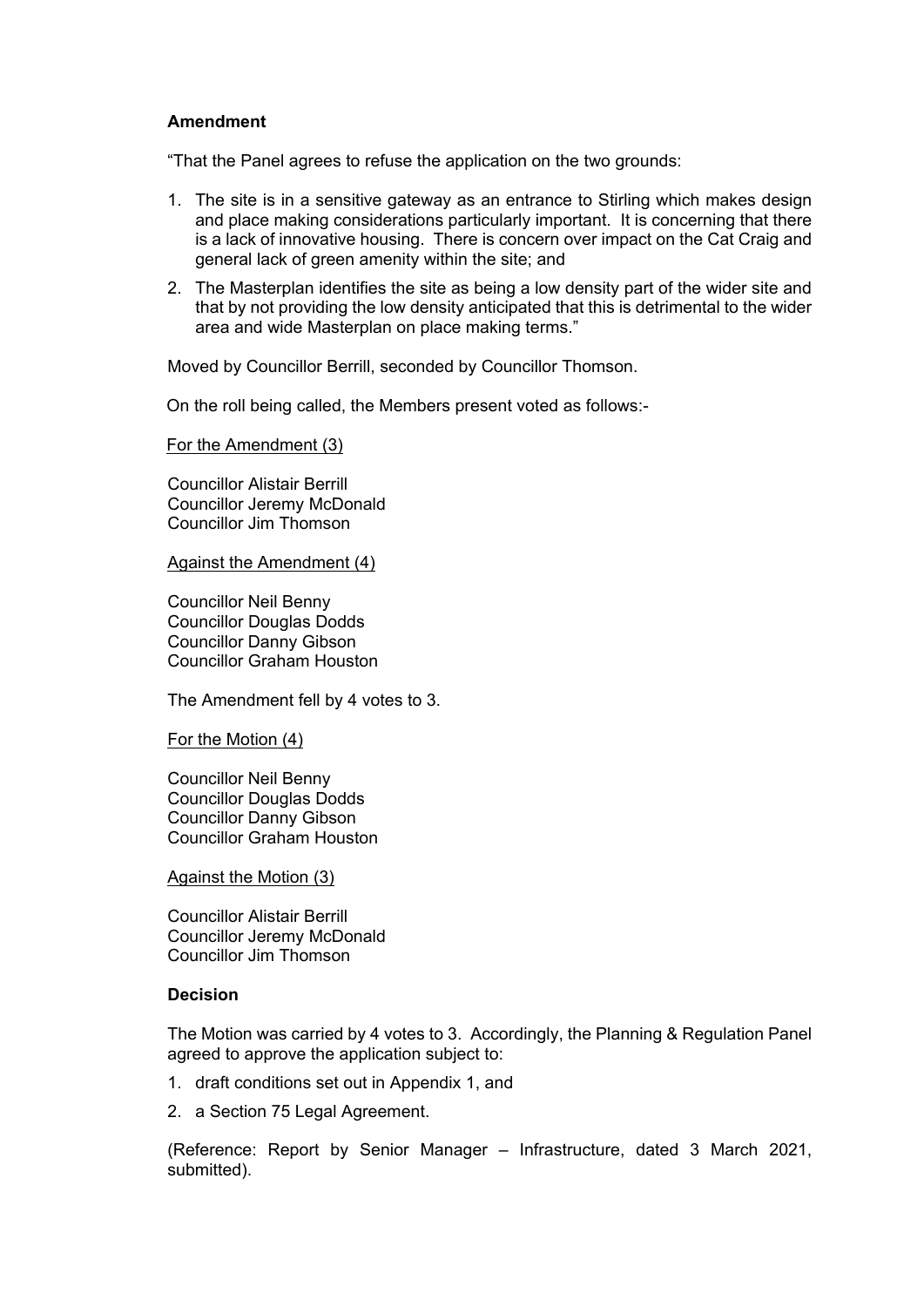**Amendment**

"That the Panel agrees to refuse the application on the two grounds:

1. The site is in a sensitive gateway as an entrance to Stirling which makes design and place making considerations particularly important. It is concerning that there is a lack of innovative housing. There is concern over impact on the Cat Craig and general lack of green amenity within the site; and
2. The Masterplan identifies the site as being a low density part of the wider site and that by not providing the low density anticipated that this is detrimental to the wider area and wide Masterplan on place making terms."

Moved by Councillor Berrill, seconded by Councillor Thomson.

On the roll being called, the Members present voted as follows:-

For the Amendment (3)

Councillor Alistair Berrill
Councillor Jeremy McDonald
Councillor Jim Thomson

Against the Amendment (4)

Councillor Neil Benny
Councillor Douglas Dodds
Councillor Danny Gibson
Councillor Graham Houston

The Amendment fell by 4 votes to 3.

For the Motion (4)

Councillor Neil Benny
Councillor Douglas Dodds
Councillor Danny Gibson
Councillor Graham Houston

Against the Motion (3)

Councillor Alistair Berrill
Councillor Jeremy McDonald
Councillor Jim Thomson

**Decision**

The Motion was carried by 4 votes to 3. Accordingly, the Planning & Regulation Panel agreed to approve the application subject to:

1. draft conditions set out in Appendix 1, and
2. a Section 75 Legal Agreement.

(Reference: Report by Senior Manager – Infrastructure, dated 3 March 2021, submitted).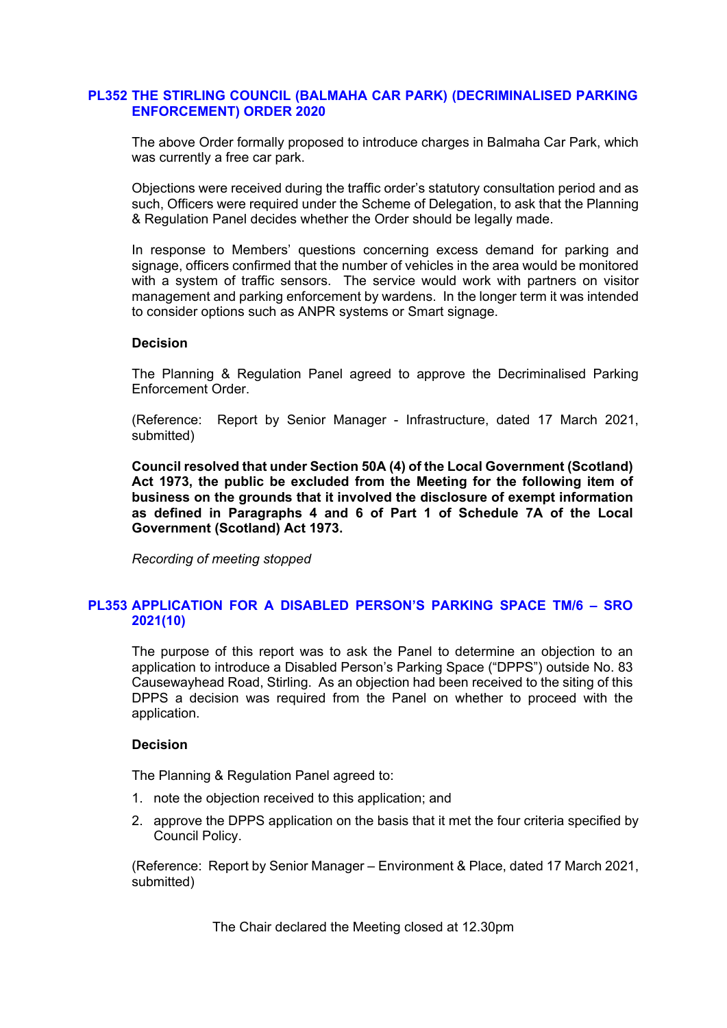## PL352 THE STIRLING COUNCIL (BALMAHA CAR PARK) (DECRIMINALISED PARKING ENFORCEMENT) ORDER 2020

The above Order formally proposed to introduce charges in Balmaha Car Park, which was currently a free car park.

Objections were received during the traffic order's statutory consultation period and as such, Officers were required under the Scheme of Delegation, to ask that the Planning & Regulation Panel decides whether the Order should be legally made.

In response to Members' questions concerning excess demand for parking and signage, officers confirmed that the number of vehicles in the area would be monitored with a system of traffic sensors. The service would work with partners on visitor management and parking enforcement by wardens. In the longer term it was intended to consider options such as ANPR systems or Smart signage.

**Decision**

The Planning & Regulation Panel agreed to approve the Decriminalised Parking Enforcement Order.

(Reference: Report by Senior Manager - Infrastructure, dated 17 March 2021, submitted)

**Council resolved that under Section 50A (4) of the Local Government (Scotland) Act 1973, the public be excluded from the Meeting for the following item of business on the grounds that it involved the disclosure of exempt information as defined in Paragraphs 4 and 6 of Part 1 of Schedule 7A of the Local Government (Scotland) Act 1973.**

*Recording of meeting stopped*

## PL353 APPLICATION FOR A DISABLED PERSON'S PARKING SPACE TM/6 – SRO 2021(10)

The purpose of this report was to ask the Panel to determine an objection to an application to introduce a Disabled Person's Parking Space ("DPPS") outside No. 83 Causewayhead Road, Stirling. As an objection had been received to the siting of this DPPS a decision was required from the Panel on whether to proceed with the application.

**Decision**

The Planning & Regulation Panel agreed to:

1. note the objection received to this application; and
2. approve the DPPS application on the basis that it met the four criteria specified by Council Policy.

(Reference: Report by Senior Manager – Environment & Place, dated 17 March 2021, submitted)

The Chair declared the Meeting closed at 12.30pm